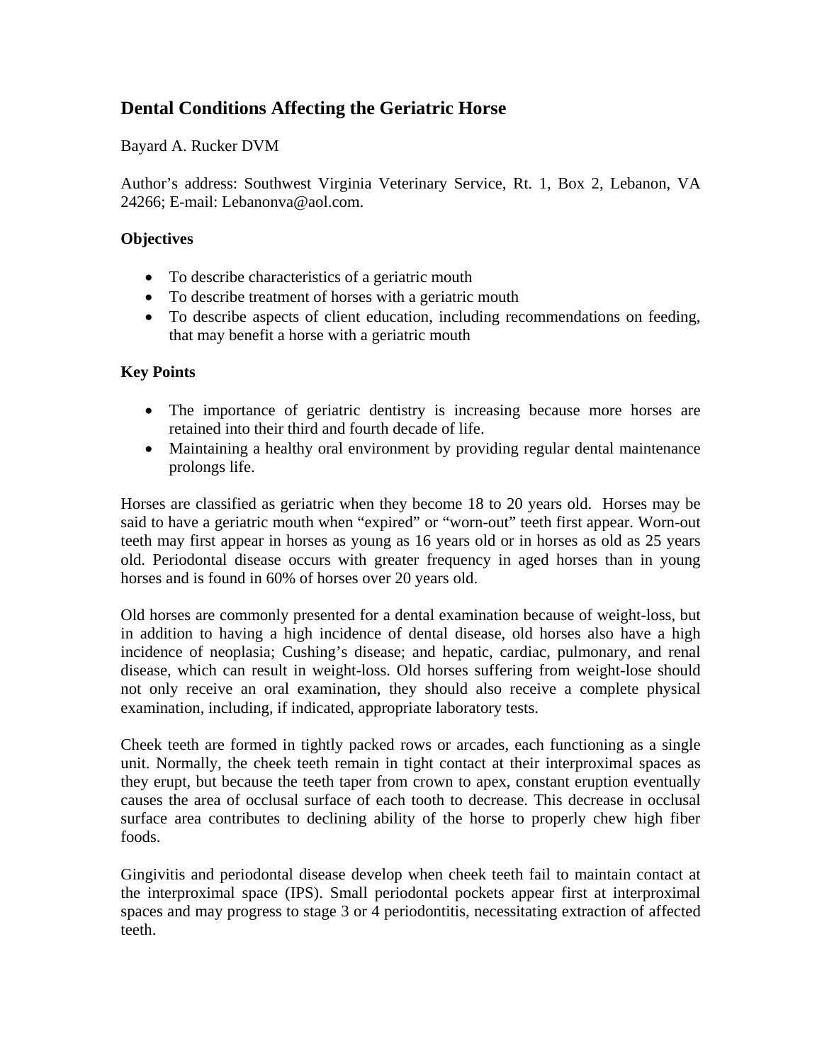# Dental Conditions Affecting the Geriatric Horse

Bayard A. Rucker DVM

Author's address: Southwest Virginia Veterinary Service, Rt. 1, Box 2, Lebanon, VA 24266; E-mail: Lebanonva@aol.com.

**Objectives**

- To describe characteristics of a geriatric mouth
- To describe treatment of horses with a geriatric mouth
- To describe aspects of client education, including recommendations on feeding, that may benefit a horse with a geriatric mouth

**Key Points**

- The importance of geriatric dentistry is increasing because more horses are retained into their third and fourth decade of life.
- Maintaining a healthy oral environment by providing regular dental maintenance prolongs life.

Horses are classified as geriatric when they become 18 to 20 years old. Horses may be said to have a geriatric mouth when "expired" or "worn-out" teeth first appear. Worn-out teeth may first appear in horses as young as 16 years old or in horses as old as 25 years old. Periodontal disease occurs with greater frequency in aged horses than in young horses and is found in 60% of horses over 20 years old.

Old horses are commonly presented for a dental examination because of weight-loss, but in addition to having a high incidence of dental disease, old horses also have a high incidence of neoplasia; Cushing's disease; and hepatic, cardiac, pulmonary, and renal disease, which can result in weight-loss. Old horses suffering from weight-lose should not only receive an oral examination, they should also receive a complete physical examination, including, if indicated, appropriate laboratory tests.

Cheek teeth are formed in tightly packed rows or arcades, each functioning as a single unit. Normally, the cheek teeth remain in tight contact at their interproximal spaces as they erupt, but because the teeth taper from crown to apex, constant eruption eventually causes the area of occlusal surface of each tooth to decrease. This decrease in occlusal surface area contributes to declining ability of the horse to properly chew high fiber foods.

Gingivitis and periodontal disease develop when cheek teeth fail to maintain contact at the interproximal space (IPS). Small periodontal pockets appear first at interproximal spaces and may progress to stage 3 or 4 periodontitis, necessitating extraction of affected teeth.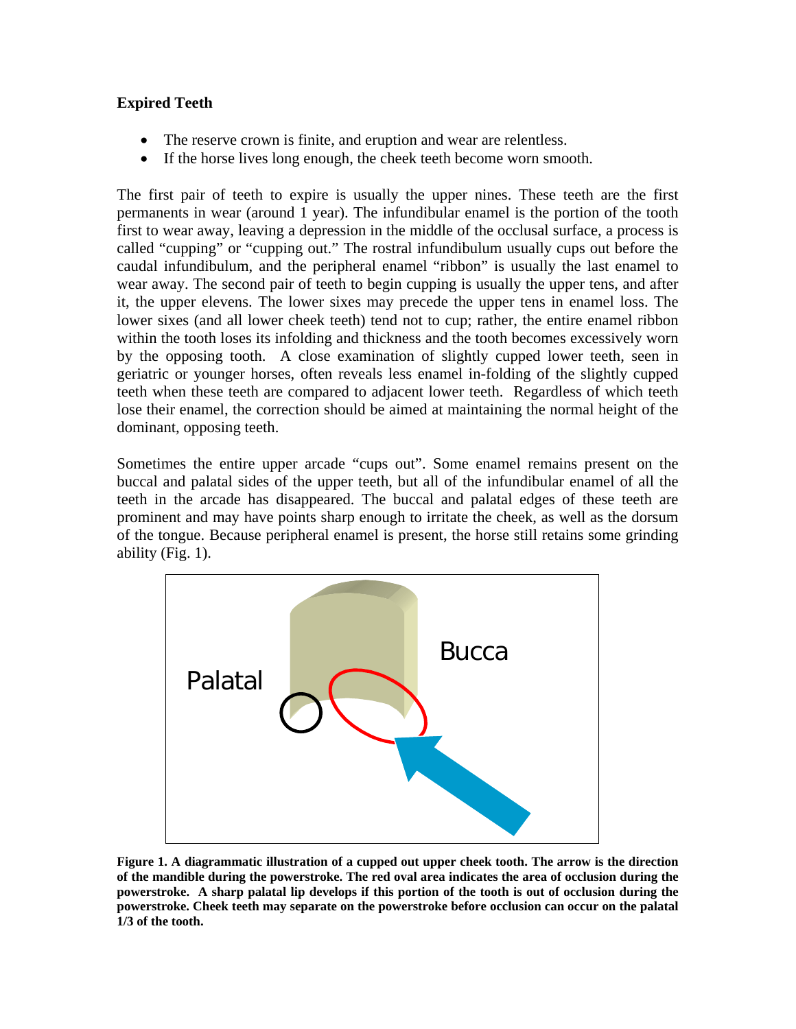**Expired Teeth**

- The reserve crown is finite, and eruption and wear are relentless.
- If the horse lives long enough, the cheek teeth become worn smooth.

The first pair of teeth to expire is usually the upper nines. These teeth are the first permanents in wear (around 1 year). The infundibular enamel is the portion of the tooth first to wear away, leaving a depression in the middle of the occlusal surface, a process is called "cupping" or "cupping out." The rostral infundibulum usually cups out before the caudal infundibulum, and the peripheral enamel "ribbon" is usually the last enamel to wear away. The second pair of teeth to begin cupping is usually the upper tens, and after it, the upper elevens. The lower sixes may precede the upper tens in enamel loss. The lower sixes (and all lower cheek teeth) tend not to cup; rather, the entire enamel ribbon within the tooth loses its infolding and thickness and the tooth becomes excessively worn by the opposing tooth. A close examination of slightly cupped lower teeth, seen in geriatric or younger horses, often reveals less enamel in-folding of the slightly cupped teeth when these teeth are compared to adjacent lower teeth. Regardless of which teeth lose their enamel, the correction should be aimed at maintaining the normal height of the dominant, opposing teeth.

Sometimes the entire upper arcade "cups out". Some enamel remains present on the buccal and palatal sides of the upper teeth, but all of the infundibular enamel of all the teeth in the arcade has disappeared. The buccal and palatal edges of these teeth are prominent and may have points sharp enough to irritate the cheek, as well as the dorsum of the tongue. Because peripheral enamel is present, the horse still retains some grinding ability (Fig. 1).

**Figure 1. A diagrammatic illustration of a cupped out upper cheek tooth. The arrow is the direction of the mandible during the powerstroke. The red oval area indicates the area of occlusion during the powerstroke. A sharp palatal lip develops if this portion of the tooth is out of occlusion during the powerstroke. Cheek teeth may separate on the powerstroke before occlusion can occur on the palatal 1/3 of the tooth.**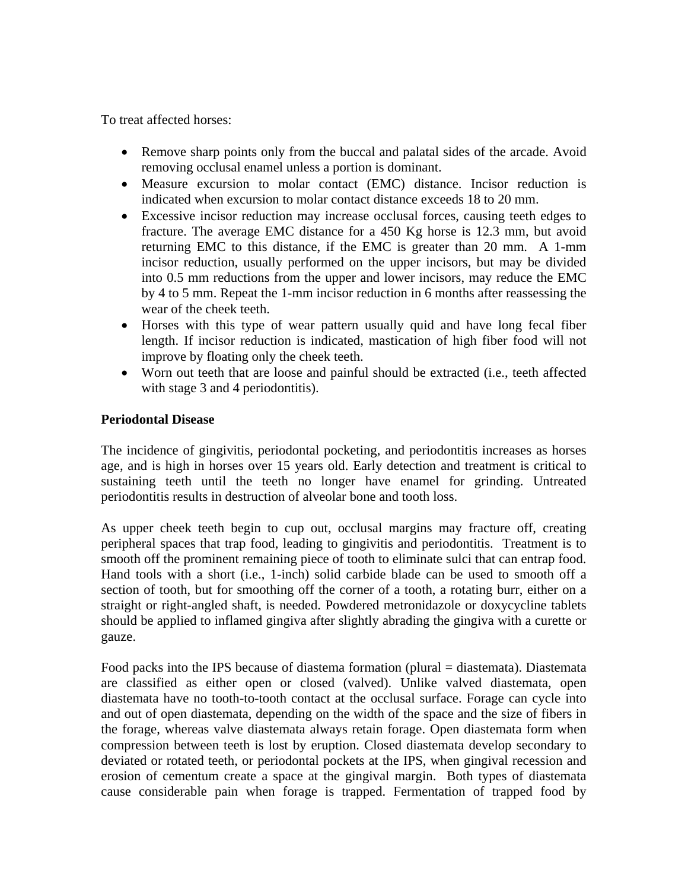To treat affected horses:

- Remove sharp points only from the buccal and palatal sides of the arcade. Avoid removing occlusal enamel unless a portion is dominant.
- Measure excursion to molar contact (EMC) distance. Incisor reduction is indicated when excursion to molar contact distance exceeds 18 to 20 mm.
- Excessive incisor reduction may increase occlusal forces, causing teeth edges to fracture. The average EMC distance for a 450 Kg horse is 12.3 mm, but avoid returning EMC to this distance, if the EMC is greater than 20 mm. A 1-mm incisor reduction, usually performed on the upper incisors, but may be divided into 0.5 mm reductions from the upper and lower incisors, may reduce the EMC by 4 to 5 mm. Repeat the 1-mm incisor reduction in 6 months after reassessing the wear of the cheek teeth.
- Horses with this type of wear pattern usually quid and have long fecal fiber length. If incisor reduction is indicated, mastication of high fiber food will not improve by floating only the cheek teeth.
- Worn out teeth that are loose and painful should be extracted (i.e., teeth affected with stage 3 and 4 periodontitis).

**Periodontal Disease**

The incidence of gingivitis, periodontal pocketing, and periodontitis increases as horses age, and is high in horses over 15 years old. Early detection and treatment is critical to sustaining teeth until the teeth no longer have enamel for grinding. Untreated periodontitis results in destruction of alveolar bone and tooth loss.

As upper cheek teeth begin to cup out, occlusal margins may fracture off, creating peripheral spaces that trap food, leading to gingivitis and periodontitis. Treatment is to smooth off the prominent remaining piece of tooth to eliminate sulci that can entrap food. Hand tools with a short (i.e., 1-inch) solid carbide blade can be used to smooth off a section of tooth, but for smoothing off the corner of a tooth, a rotating burr, either on a straight or right-angled shaft, is needed. Powdered metronidazole or doxycycline tablets should be applied to inflamed gingiva after slightly abrading the gingiva with a curette or gauze.

Food packs into the IPS because of diastema formation (plural = diastemata). Diastemata are classified as either open or closed (valved). Unlike valved diastemata, open diastemata have no tooth-to-tooth contact at the occlusal surface. Forage can cycle into and out of open diastemata, depending on the width of the space and the size of fibers in the forage, whereas valve diastemata always retain forage. Open diastemata form when compression between teeth is lost by eruption. Closed diastemata develop secondary to deviated or rotated teeth, or periodontal pockets at the IPS, when gingival recession and erosion of cementum create a space at the gingival margin. Both types of diastemata cause considerable pain when forage is trapped. Fermentation of trapped food by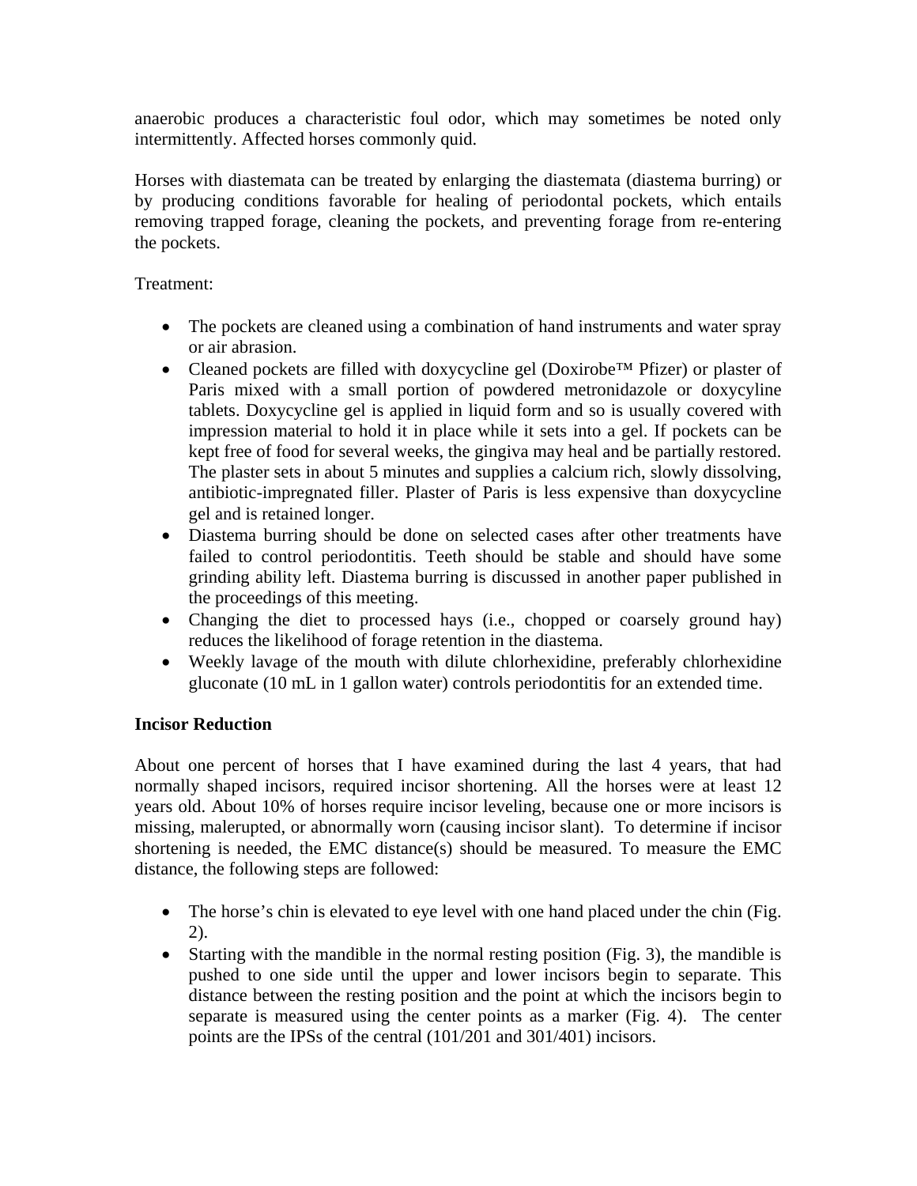anaerobic produces a characteristic foul odor, which may sometimes be noted only intermittently. Affected horses commonly quid.

Horses with diastemata can be treated by enlarging the diastemata (diastema burring) or by producing conditions favorable for healing of periodontal pockets, which entails removing trapped forage, cleaning the pockets, and preventing forage from re-entering the pockets.

Treatment:

- The pockets are cleaned using a combination of hand instruments and water spray or air abrasion.
- Cleaned pockets are filled with doxycycline gel (Doxirobe™ Pfizer) or plaster of Paris mixed with a small portion of powdered metronidazole or doxycyline tablets. Doxycycline gel is applied in liquid form and so is usually covered with impression material to hold it in place while it sets into a gel. If pockets can be kept free of food for several weeks, the gingiva may heal and be partially restored. The plaster sets in about 5 minutes and supplies a calcium rich, slowly dissolving, antibiotic-impregnated filler. Plaster of Paris is less expensive than doxycycline gel and is retained longer.
- Diastema burring should be done on selected cases after other treatments have failed to control periodontitis. Teeth should be stable and should have some grinding ability left. Diastema burring is discussed in another paper published in the proceedings of this meeting.
- Changing the diet to processed hays (i.e., chopped or coarsely ground hay) reduces the likelihood of forage retention in the diastema.
- Weekly lavage of the mouth with dilute chlorhexidine, preferably chlorhexidine gluconate (10 mL in 1 gallon water) controls periodontitis for an extended time.

**Incisor Reduction**

About one percent of horses that I have examined during the last 4 years, that had normally shaped incisors, required incisor shortening. All the horses were at least 12 years old. About 10% of horses require incisor leveling, because one or more incisors is missing, malerupted, or abnormally worn (causing incisor slant). To determine if incisor shortening is needed, the EMC distance(s) should be measured. To measure the EMC distance, the following steps are followed:

- The horse's chin is elevated to eye level with one hand placed under the chin (Fig. 2).
- Starting with the mandible in the normal resting position (Fig. 3), the mandible is pushed to one side until the upper and lower incisors begin to separate. This distance between the resting position and the point at which the incisors begin to separate is measured using the center points as a marker (Fig. 4). The center points are the IPSs of the central (101/201 and 301/401) incisors.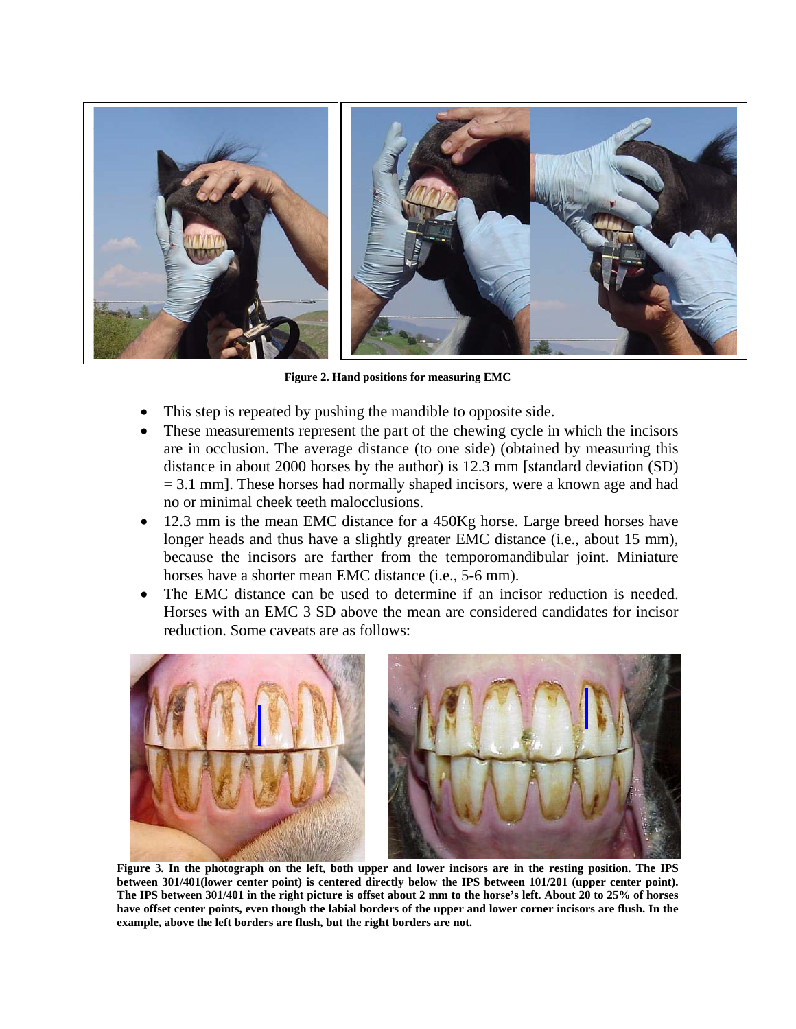**Figure 2. Hand positions for measuring EMC**

- This step is repeated by pushing the mandible to opposite side.
- These measurements represent the part of the chewing cycle in which the incisors are in occlusion. The average distance (to one side) (obtained by measuring this distance in about 2000 horses by the author) is 12.3 mm [standard deviation (SD) = 3.1 mm]. These horses had normally shaped incisors, were a known age and had no or minimal cheek teeth malocclusions.
- 12.3 mm is the mean EMC distance for a 450Kg horse. Large breed horses have longer heads and thus have a slightly greater EMC distance (i.e., about 15 mm), because the incisors are farther from the temporomandibular joint. Miniature horses have a shorter mean EMC distance (i.e., 5-6 mm).
- The EMC distance can be used to determine if an incisor reduction is needed. Horses with an EMC 3 SD above the mean are considered candidates for incisor reduction. Some caveats are as follows:

**Figure 3. In the photograph on the left, both upper and lower incisors are in the resting position. The IPS between 301/401(lower center point) is centered directly below the IPS between 101/201 (upper center point). The IPS between 301/401 in the right picture is offset about 2 mm to the horse's left. About 20 to 25% of horses have offset center points, even though the labial borders of the upper and lower corner incisors are flush. In the example, above the left borders are flush, but the right borders are not.**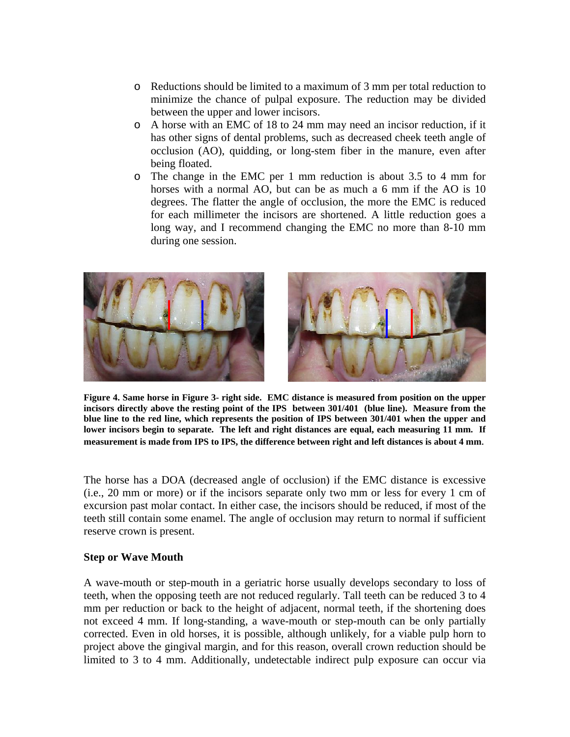- Reductions should be limited to a maximum of 3 mm per total reduction to minimize the chance of pulpal exposure. The reduction may be divided between the upper and lower incisors.
- A horse with an EMC of 18 to 24 mm may need an incisor reduction, if it has other signs of dental problems, such as decreased cheek teeth angle of occlusion (AO), quidding, or long-stem fiber in the manure, even after being floated.
- The change in the EMC per 1 mm reduction is about 3.5 to 4 mm for horses with a normal AO, but can be as much a 6 mm if the AO is 10 degrees. The flatter the angle of occlusion, the more the EMC is reduced for each millimeter the incisors are shortened. A little reduction goes a long way, and I recommend changing the EMC no more than 8-10 mm during one session.

**Figure 4. Same horse in Figure 3- right side. EMC distance is measured from position on the upper incisors directly above the resting point of the IPS between 301/401 (blue line). Measure from the blue line to the red line, which represents the position of IPS between 301/401 when the upper and lower incisors begin to separate. The left and right distances are equal, each measuring 11 mm. If measurement is made from IPS to IPS, the difference between right and left distances is about 4 mm.**

The horse has a DOA (decreased angle of occlusion) if the EMC distance is excessive (i.e., 20 mm or more) or if the incisors separate only two mm or less for every 1 cm of excursion past molar contact. In either case, the incisors should be reduced, if most of the teeth still contain some enamel. The angle of occlusion may return to normal if sufficient reserve crown is present.

### Step or Wave Mouth

A wave-mouth or step-mouth in a geriatric horse usually develops secondary to loss of teeth, when the opposing teeth are not reduced regularly. Tall teeth can be reduced 3 to 4 mm per reduction or back to the height of adjacent, normal teeth, if the shortening does not exceed 4 mm. If long-standing, a wave-mouth or step-mouth can be only partially corrected. Even in old horses, it is possible, although unlikely, for a viable pulp horn to project above the gingival margin, and for this reason, overall crown reduction should be limited to 3 to 4 mm. Additionally, undetectable indirect pulp exposure can occur via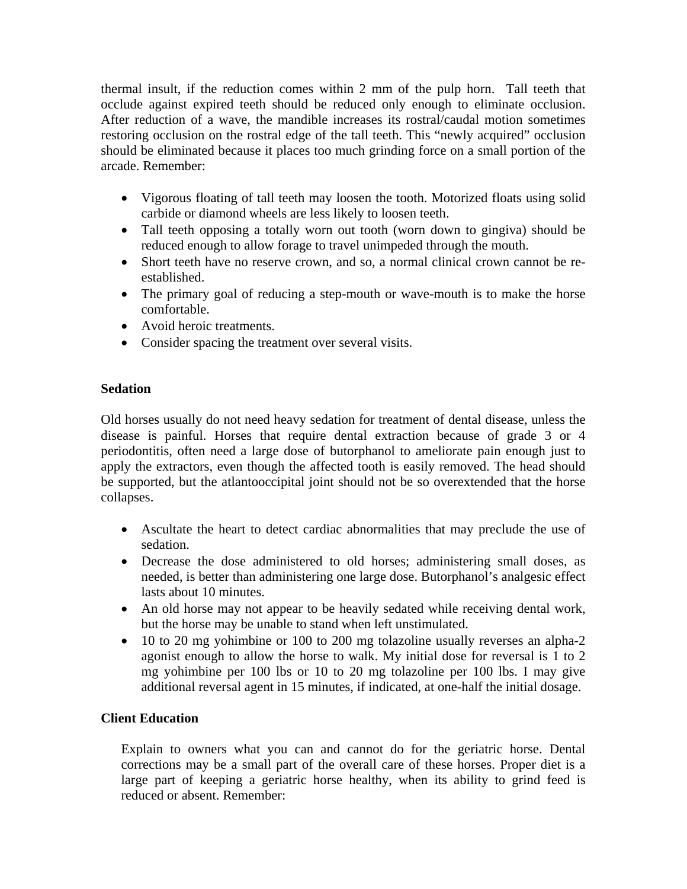thermal insult, if the reduction comes within 2 mm of the pulp horn. Tall teeth that occlude against expired teeth should be reduced only enough to eliminate occlusion. After reduction of a wave, the mandible increases its rostral/caudal motion sometimes restoring occlusion on the rostral edge of the tall teeth. This "newly acquired" occlusion should be eliminated because it places too much grinding force on a small portion of the arcade. Remember:

- Vigorous floating of tall teeth may loosen the tooth. Motorized floats using solid carbide or diamond wheels are less likely to loosen teeth.
- Tall teeth opposing a totally worn out tooth (worn down to gingiva) should be reduced enough to allow forage to travel unimpeded through the mouth.
- Short teeth have no reserve crown, and so, a normal clinical crown cannot be re-established.
- The primary goal of reducing a step-mouth or wave-mouth is to make the horse comfortable.
- Avoid heroic treatments.
- Consider spacing the treatment over several visits.

**Sedation**

Old horses usually do not need heavy sedation for treatment of dental disease, unless the disease is painful. Horses that require dental extraction because of grade 3 or 4 periodontitis, often need a large dose of butorphanol to ameliorate pain enough just to apply the extractors, even though the affected tooth is easily removed. The head should be supported, but the atlantooccipital joint should not be so overextended that the horse collapses.

- Ascultate the heart to detect cardiac abnormalities that may preclude the use of sedation.
- Decrease the dose administered to old horses; administering small doses, as needed, is better than administering one large dose. Butorphanol's analgesic effect lasts about 10 minutes.
- An old horse may not appear to be heavily sedated while receiving dental work, but the horse may be unable to stand when left unstimulated.
- 10 to 20 mg yohimbine or 100 to 200 mg tolazoline usually reverses an alpha-2 agonist enough to allow the horse to walk. My initial dose for reversal is 1 to 2 mg yohimbine per 100 lbs or 10 to 20 mg tolazoline per 100 lbs. I may give additional reversal agent in 15 minutes, if indicated, at one-half the initial dosage.

**Client Education**

Explain to owners what you can and cannot do for the geriatric horse. Dental corrections may be a small part of the overall care of these horses. Proper diet is a large part of keeping a geriatric horse healthy, when its ability to grind feed is reduced or absent. Remember: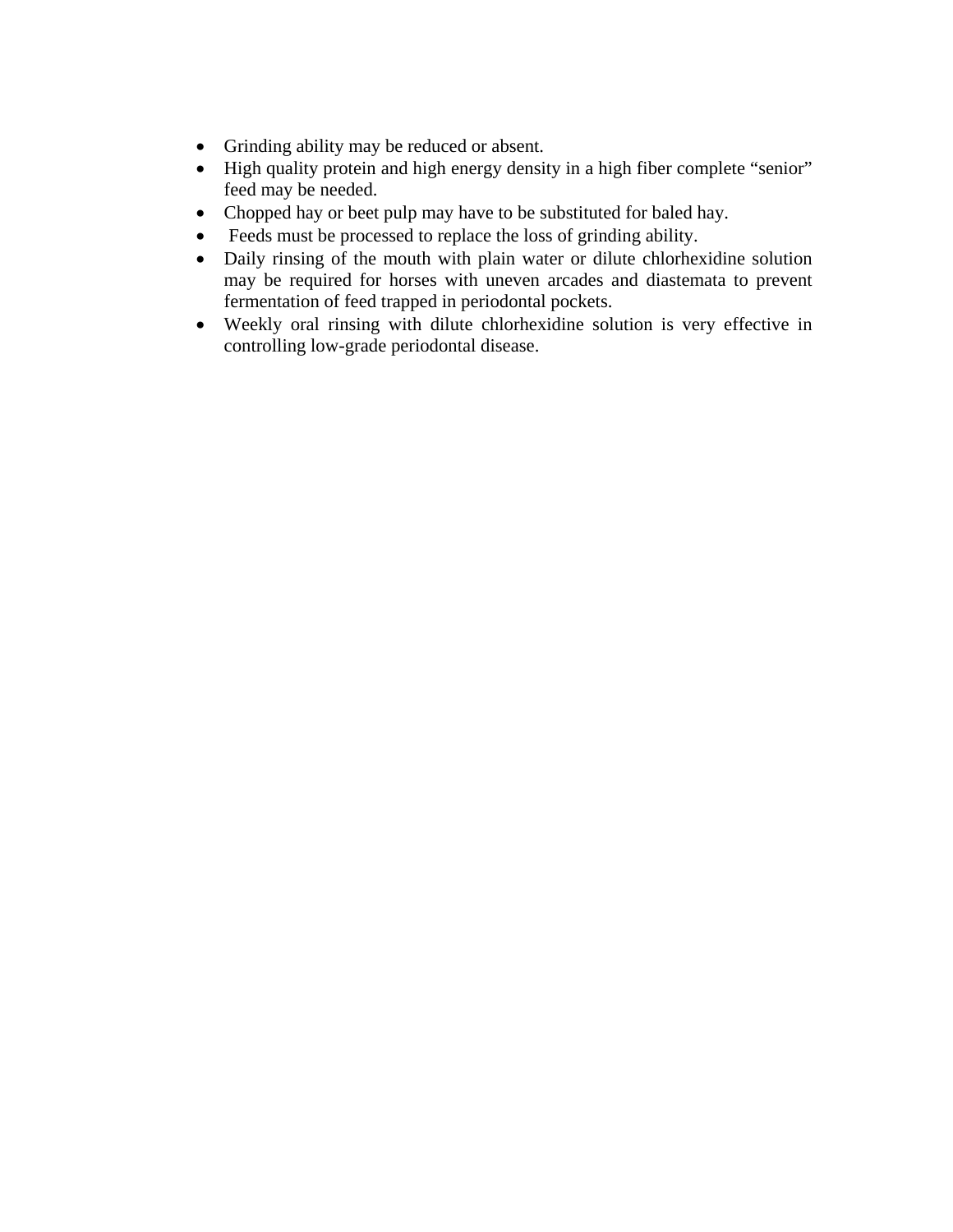- Grinding ability may be reduced or absent.
- High quality protein and high energy density in a high fiber complete "senior" feed may be needed.
- Chopped hay or beet pulp may have to be substituted for baled hay.
- Feeds must be processed to replace the loss of grinding ability.
- Daily rinsing of the mouth with plain water or dilute chlorhexidine solution may be required for horses with uneven arcades and diastemata to prevent fermentation of feed trapped in periodontal pockets.
- Weekly oral rinsing with dilute chlorhexidine solution is very effective in controlling low-grade periodontal disease.